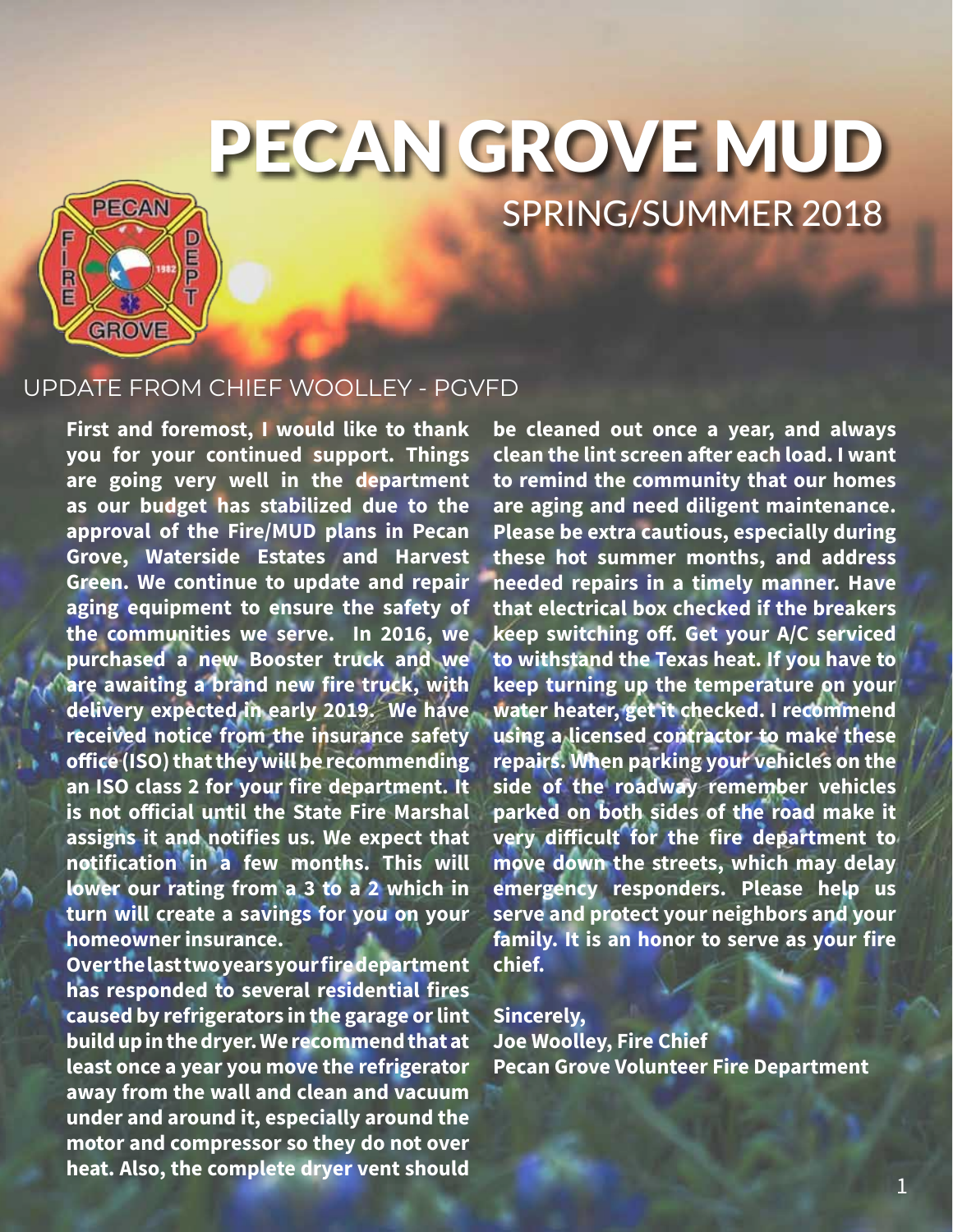# PECAN GROVE MUD

## SPRING/SUMMER 2018

## UPDATE FROM CHIEF WOOLLEY - PGVFD

**First and foremost, I would like to thank you for your continued support. Things are going very well in the department as our budget has stabilized due to the approval of the Fire/MUD plans in Pecan Grove, Waterside Estates and Harvest Green. We continue to update and repair aging equipment to ensure the safety of the communities we serve. In 2016, we purchased a new Booster truck and we are awaiting a brand new fire truck, with delivery expected in early 2019. We have received notice from the insurance safety office (ISO) that they will be recommending an ISO class 2 for your fire department. It is not official until the State Fire Marshal assigns it and notifies us. We expect that notification in a few months. This will lower our rating from a 3 to a 2 which in turn will create a savings for you on your homeowner insurance.**

**Over the last two years your fire department has responded to several residential fires caused by refrigerators in the garage or lint build up in the dryer. We recommend that at least once a year you move the refrigerator away from the wall and clean and vacuum under and around it, especially around the motor and compressor so they do not over heat. Also, the complete dryer vent should be cleaned out once a year, and always clean the lint screen after each load. I want to remind the community that our homes are aging and need diligent maintenance. Please be extra cautious, especially during these hot summer months, and address needed repairs in a timely manner. Have that electrical box checked if the breakers keep switching off. Get your A/C serviced to withstand the Texas heat. If you have to keep turning up the temperature on your water heater, get it checked. I recommend using a licensed contractor to make these repairs. When parking your vehicles on the side of the roadway remember vehicles parked on both sides of the road make it very difficult for the fire department to move down the streets, which may delay emergency responders. Please help us serve and protect your neighbors and your family. It is an honor to serve as your fire chief.**

**Sincerely,**
**Joe Woolley, Fire Chief**
**Pecan Grove Volunteer Fire Department**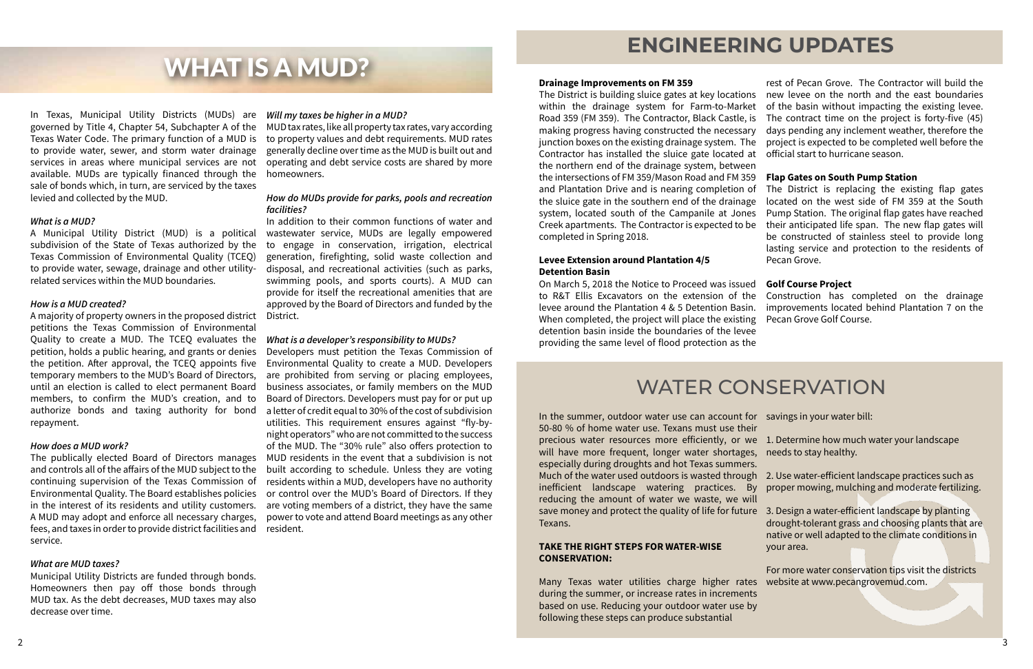# WHAT IS A MUD?

In Texas, Municipal Utility Districts (MUDs) are governed by Title 4, Chapter 54, Subchapter A of the Texas Water Code. The primary function of a MUD is to provide water, sewer, and storm water drainage services in areas where municipal services are not available. MUDs are typically financed through the sale of bonds which, in turn, are serviced by the taxes levied and collected by the MUD.

### *What is a MUD?*

A Municipal Utility District (MUD) is a political subdivision of the State of Texas authorized by the Texas Commission of Environmental Quality (TCEQ) to provide water, sewage, drainage and other utility-related services within the MUD boundaries.

### *How is a MUD created?*

A majority of property owners in the proposed district petitions the Texas Commission of Environmental Quality to create a MUD. The TCEQ evaluates the petition, holds a public hearing, and grants or denies the petition. After approval, the TCEQ appoints five temporary members to the MUD's Board of Directors, until an election is called to elect permanent Board members, to confirm the MUD's creation, and to authorize bonds and taxing authority for bond repayment.

### *How does a MUD work?*

The publically elected Board of Directors manages and controls all of the affairs of the MUD subject to the continuing supervision of the Texas Commission of Environmental Quality. The Board establishes policies in the interest of its residents and utility customers. A MUD may adopt and enforce all necessary charges, fees, and taxes in order to provide district facilities and service.

### *What are MUD taxes?*

Municipal Utility Districts are funded through bonds. Homeowners then pay off those bonds through MUD tax. As the debt decreases, MUD taxes may also decrease over time.

### *Will my taxes be higher in a MUD?*

MUD tax rates, like all property tax rates, vary according to property values and debt requirements. MUD rates generally decline over time as the MUD is built out and operating and debt service costs are shared by more homeowners.

### *How do MUDs provide for parks, pools and recreation facilities?*

In addition to their common functions of water and wastewater service, MUDs are legally empowered to engage in conservation, irrigation, electrical generation, firefighting, solid waste collection and disposal, and recreational activities (such as parks, swimming pools, and sports courts). A MUD can provide for itself the recreational amenities that are approved by the Board of Directors and funded by the District.

### *What is a developer's responsibility to MUDs?*

Developers must petition the Texas Commission of Environmental Quality to create a MUD. Developers are prohibited from serving or placing employees, business associates, or family members on the MUD Board of Directors. Developers must pay for or put up a letter of credit equal to 30% of the cost of subdivision utilities. This requirement ensures against "fly-by-night operators" who are not committed to the success of the MUD. The "30% rule" also offers protection to MUD residents in the event that a subdivision is not built according to schedule. Unless they are voting residents within a MUD, developers have no authority or control over the MUD's Board of Directors. If they are voting members of a district, they have the same power to vote and attend Board meetings as any other resident.

# ENGINEERING UPDATES

**Drainage Improvements on FM 359**

The District is building sluice gates at key locations within the drainage system for Farm-to-Market Road 359 (FM 359). The Contractor, Black Castle, is making progress having constructed the necessary junction boxes on the existing drainage system. The Contractor has installed the sluice gate located at the northern end of the drainage system, between the intersections of FM 359/Mason Road and FM 359 and Plantation Drive and is nearing completion of the sluice gate in the southern end of the drainage system, located south of the Campanile at Jones Creek apartments. The Contractor is expected to be completed in Spring 2018.

**Levee Extension around Plantation 4/5 Detention Basin**

On March 5, 2018 the Notice to Proceed was issued to R&T Ellis Excavators on the extension of the levee around the Plantation 4 & 5 Detention Basin. When completed, the project will place the existing detention basin inside the boundaries of the levee providing the same level of flood protection as the rest of Pecan Grove. The Contractor will build the new levee on the north and the east boundaries of the basin without impacting the existing levee. The contract time on the project is forty-five (45) days pending any inclement weather, therefore the project is expected to be completed well before the official start to hurricane season.

**Flap Gates on South Pump Station**

The District is replacing the existing flap gates located on the west side of FM 359 at the South Pump Station. The original flap gates have reached their anticipated life span. The new flap gates will be constructed of stainless steel to provide long lasting service and protection to the residents of Pecan Grove.

**Golf Course Project**

Construction has completed on the drainage improvements located behind Plantation 7 on the Pecan Grove Golf Course.

# WATER CONSERVATION

In the summer, outdoor water use can account for 50-80 % of home water use. Texans must use their precious water resources more efficiently, or we will have more frequent, longer water shortages, especially during droughts and hot Texas summers. Much of the water used outdoors is wasted through inefficient landscape watering practices. By reducing the amount of water we waste, we will save money and protect the quality of life for future Texans.

**TAKE THE RIGHT STEPS FOR WATER-WISE CONSERVATION:**

Many Texas water utilities charge higher rates during the summer, or increase rates in increments based on use. Reducing your outdoor water use by following these steps can produce substantial savings in your water bill:

1. Determine how much water your landscape needs to stay healthy.

2. Use water-efficient landscape practices such as proper mowing, mulching and moderate fertilizing.

3. Design a water-efficient landscape by planting drought-tolerant grass and choosing plants that are native or well adapted to the climate conditions in your area.

For more water conservation tips visit the districts website at www.pecangrovemud.com.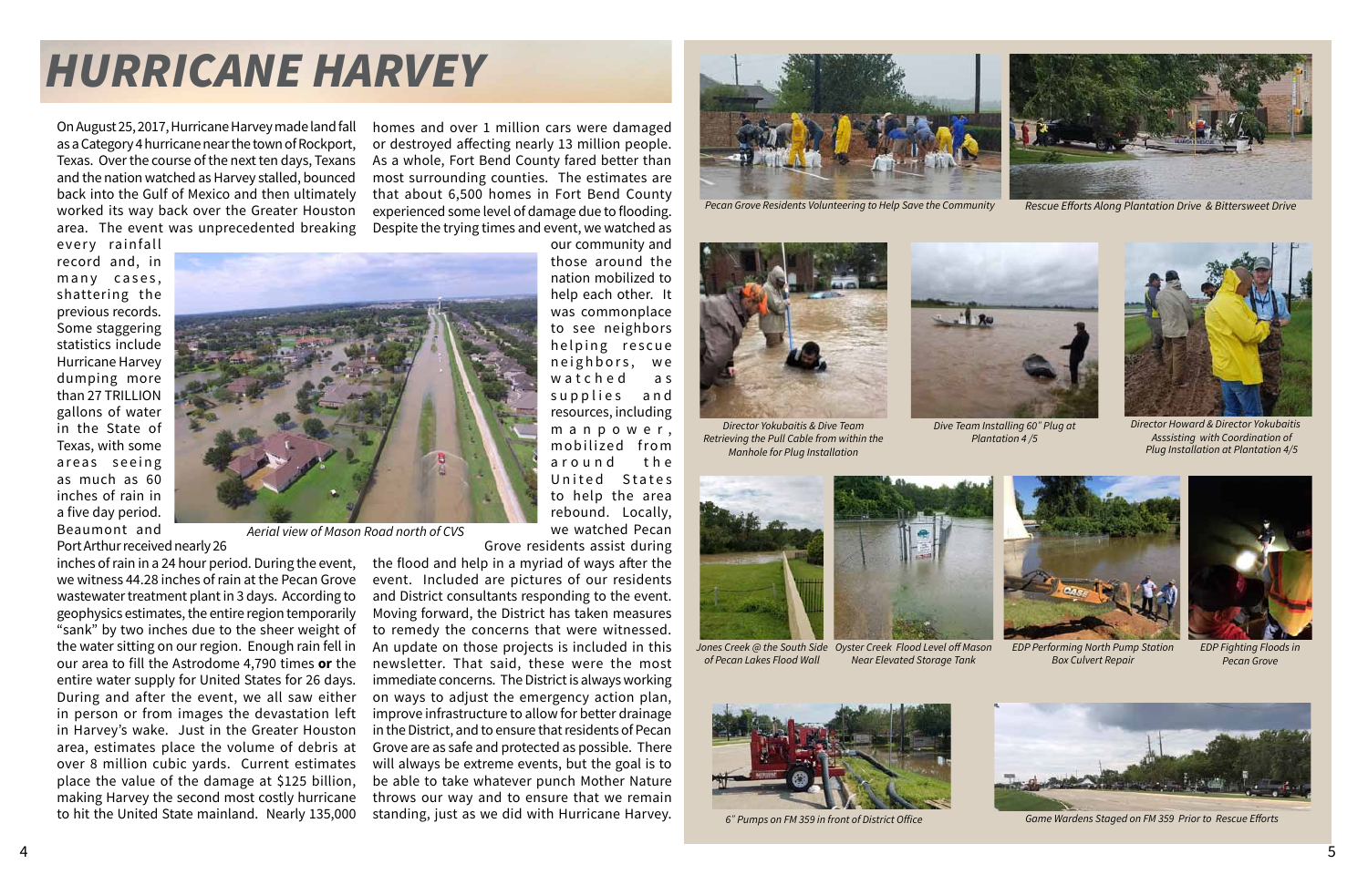# HURRICANE HARVEY

On August 25, 2017, Hurricane Harvey made land fall as a Category 4 hurricane near the town of Rockport, Texas. Over the course of the next ten days, Texans and the nation watched as Harvey stalled, bounced back into the Gulf of Mexico and then ultimately worked its way back over the Greater Houston area. The event was unprecedented breaking every rainfall record and, in many cases, shattering the previous records. Some staggering statistics include Hurricane Harvey dumping more than 27 TRILLION gallons of water in the State of Texas, with some areas seeing as much as 60 inches of rain in a five day period. Beaumont and Port Arthur received nearly 26 inches of rain in a 24 hour period. During the event, we witness 44.28 inches of rain at the Pecan Grove wastewater treatment plant in 3 days. According to geophysics estimates, the entire region temporarily "sank" by two inches due to the sheer weight of the water sitting on our region. Enough rain fell in our area to fill the Astrodome 4,790 times **or** the entire water supply for United States for 26 days. During and after the event, we all saw either in person or from images the devastation left in Harvey's wake. Just in the Greater Houston area, estimates place the volume of debris at over 8 million cubic yards. Current estimates place the value of the damage at $125 billion, making Harvey the second most costly hurricane to hit the United State mainland. Nearly 135,000 homes and over 1 million cars were damaged or destroyed affecting nearly 13 million people. As a whole, Fort Bend County fared better than most surrounding counties. The estimates are that about 6,500 homes in Fort Bend County experienced some level of damage due to flooding. Despite the trying times and event, we watched as our community and those around the nation mobilized to help each other. It was commonplace to see neighbors helping rescue neighbors, we watched as supplies and resources, including manpower, mobilized from around the United States to help the area rebound. Locally, we watched Pecan Grove residents assist during the flood and help in a myriad of ways after the event. Included are pictures of our residents and District consultants responding to the event. Moving forward, the District has taken measures to remedy the concerns that were witnessed. An update on those projects is included in this newsletter. That said, these were the most immediate concerns. The District is always working on ways to adjust the emergency action plan, improve infrastructure to allow for better drainage in the District, and to ensure that residents of Pecan Grove are as safe and protected as possible. There will always be extreme events, but the goal is to be able to take whatever punch Mother Nature throws our way and to ensure that we remain standing, just as we did with Hurricane Harvey.

*Aerial view of Mason Road north of CVS*

*Pecan Grove Residents Volunteering to Help Save the Community*

*Rescue Efforts Along Plantation Drive & Bittersweet Drive*

*Director Yokubaitis & Dive Team Retrieving the Pull Cable from within the Manhole for Plug Installation*

*Dive Team Installing 60" Plug at Plantation 4 /5*

*Director Howard & Director Yokubaitis Asssisting with Coordination of Plug Installation at Plantation 4/5*

*Jones Creek @ the South Side of Pecan Lakes Flood Wall*

*Oyster Creek Flood Level off Mason Near Elevated Storage Tank*

*EDP Performing North Pump Station Box Culvert Repair*

*EDP Fighting Floods in Pecan Grove*

*6" Pumps on FM 359 in front of District Office*

*Game Wardens Staged on FM 359 Prior to Rescue Efforts*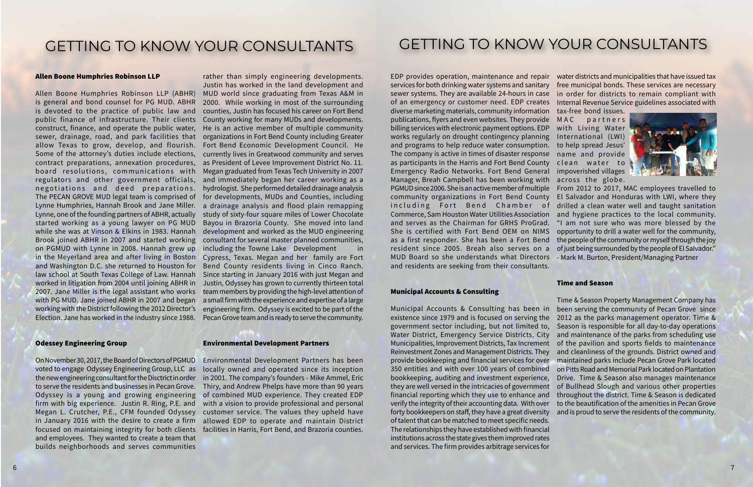# GETTING TO KNOW YOUR CONSULTANTS

### Allen Boone Humphries Robinson LLP

Allen Boone Humphries Robinson LLP (ABHR) is general and bond counsel for PG MUD. ABHR is devoted to the practice of public law and public finance of infrastructure. Their clients construct, finance, and operate the public water, sewer, drainage, road, and park facilities that allow Texas to grow, develop, and flourish. Some of the attorney's duties include elections, contract preparations, annexation procedures, board resolutions, communications with regulators and other government officials, negotiations and deed preparations. The PECAN GROVE MUD legal team is comprised of Lynne Humphries, Hannah Brook and Jane Miller. Lynne, one of the founding partners of ABHR, actually started working as a young lawyer on PG MUD while she was at Vinson & Elkins in 1983. Hannah Brook joined ABHR in 2007 and started working on PGMUD with Lynne in 2008. Hannah grew up in the Meyerland area and after living in Boston and Washington D.C. she returned to Houston for law school at South Texas College of Law. Hannah worked in litigation from 2004 until joining ABHR in 2007. Jane Miller is the legal assistant who works with PG MUD. Jane joined ABHR in 2007 and began working with the District following the 2012 Director's Election. Jane has worked in the industry since 1988.

### Odessey Engineering Group

On November 30, 2017, the Board of Directors of PGMUD voted to engage Odyssey Engineering Group, LLC as the new engineering consultant for the Disctrict in order to serve the residents and businesses in Pecan Grove. Odyssey is a young and growing engineering firm with big experience. Justin R. Ring, P.E. and Megan L. Crutcher, P.E., CFM founded Odyssey in January 2016 with the desire to create a firm focused on maintaining integrity for both clients and employees. They wanted to create a team that builds neighborhoods and serves communities rather than simply engineering developments. Justin has worked in the land development and MUD world since graduating from Texas A&M in 2000. While working in most of the surrounding counties, Justin has focused his career on Fort Bend County working for many MUDs and developments. He is an active member of multiple community organizations in Fort Bend County including Greater Fort Bend Economic Development Council. He currently lives in Greatwood community and serves as President of Levee Improvement District No. 11. Megan graduated from Texas Tech University in 2007 and immediately began her career working as a hydrologist. She performed detailed drainage analysis for developments, MUDs and Counties, including a drainage analysis and flood plain remapping study of sixty-four square miles of Lower Chocolate Bayou in Brazoria County. She moved into land development and worked as the MUD engineering consultant for several master planned communities, including the Towne Lake Development in Cypress, Texas. Megan and her family are Fort Bend County residents living in Cinco Ranch. Since starting in January 2016 with just Megan and Justin, Odyssey has grown to currently thirteen total team members by providing the high-level attention of a small firm with the experience and expertise of a large engineering firm. Odyssey is excited to be part of the Pecan Grove team and is ready to serve the community.

### Environmental Development Partners

Environmental Development Partners has been locally owned and operated since its inception in 2001. The company's founders - Mike Ammel, Eric Thiry, and Andrew Phelps have more than 90 years of combined MUD experience. They created EDP with a vision to provide professional and personal customer service. The values they upheld have allowed EDP to operate and maintain District facilities in Harris, Fort Bend, and Brazoria counties.

# GETTING TO KNOW YOUR CONSULTANTS

EDP provides operation, maintenance and repair services for both drinking water systems and sanitary sewer systems. They are available 24-hours in case of an emergency or customer need. EDP creates diverse marketing materials, community information publications, flyers and even websites. They provide billing services with electronic payment options. EDP works regularly on drought contingency planning and programs to help reduce water consumption. The company is active in times of disaster response as participants in the Harris and Fort Bend County Emergency Radio Networks. Fort Bend General Manager, Breah Campbell has been working with PGMUD since 2006. She is an active member of multiple community organizations in Fort Bend County including Fort Bend Chamber of Commerce, Sam Houston Water Utilities Association and serves as the Chairman for GRHS ProGrad. She is certified with Fort Bend OEM on NIMS as a first responder. She has been a Fort Bend resident since 2005. Breah also serves on a MUD Board so she understands what Directors and residents are seeking from their consultants.

### Municipal Accounts & Consulting

Municipal Accounts & Consulting has been in existence since 1979 and is focused on serving the government sector including, but not limited to, Water District, Emergency Service Districts, City Municipalities, Improvement Districts, Tax Increment Reinvestment Zones and Management Districts. They provide bookkeeping and financial services for over 350 entities and with over 100 years of combined bookkeeping, auditing and investment experience, they are well versed in the intricacies of government financial reporting which they use to enhance and verify the integrity of their accounting data. With over forty bookkeepers on staff, they have a great diversity of talent that can be matched to meet specific needs. The relationships they have established with financial institutions across the state gives them improved rates and services. The firm provides arbitrage services for water districts and municipalities that have issued tax free municipal bonds. These services are necessary in order for districts to remain compliant with Internal Revenue Service guidelines associated with tax-free bond issues. MAC partners with Living Water International (LWI) to help spread Jesus' name and provide clean water to impoverished villages across the globe. From 2012 to 2017, MAC employees travelled to El Salvador and Honduras with LWI, where they drilled a clean water well and taught sanitation and hygiene practices to the local community. "I am not sure who was more blessed by the opportunity to drill a water well for the community, the people of the community or myself through the joy of just being surrounded by the people of El Salvador." - Mark M. Burton, President/Managing Partner

### Time and Season

Time & Season Property Management Company has been serving the community of Pecan Grove since 2012 as the parks management operator. Time & Season is responsible for all day-to-day operations and maintenance of the parks from scheduling use of the pavilion and sports fields to maintenance and cleanliness of the grounds. District owned and maintained parks include Pecan Grove Park located on Pitts Road and Memorial Park located on Plantation Drive. Time & Season also manages maintenance of Bullhead Slough and various other properties throughout the district. Time & Season is dedicated to the beautification of the amenities in Pecan Grove and is proud to serve the residents of the community.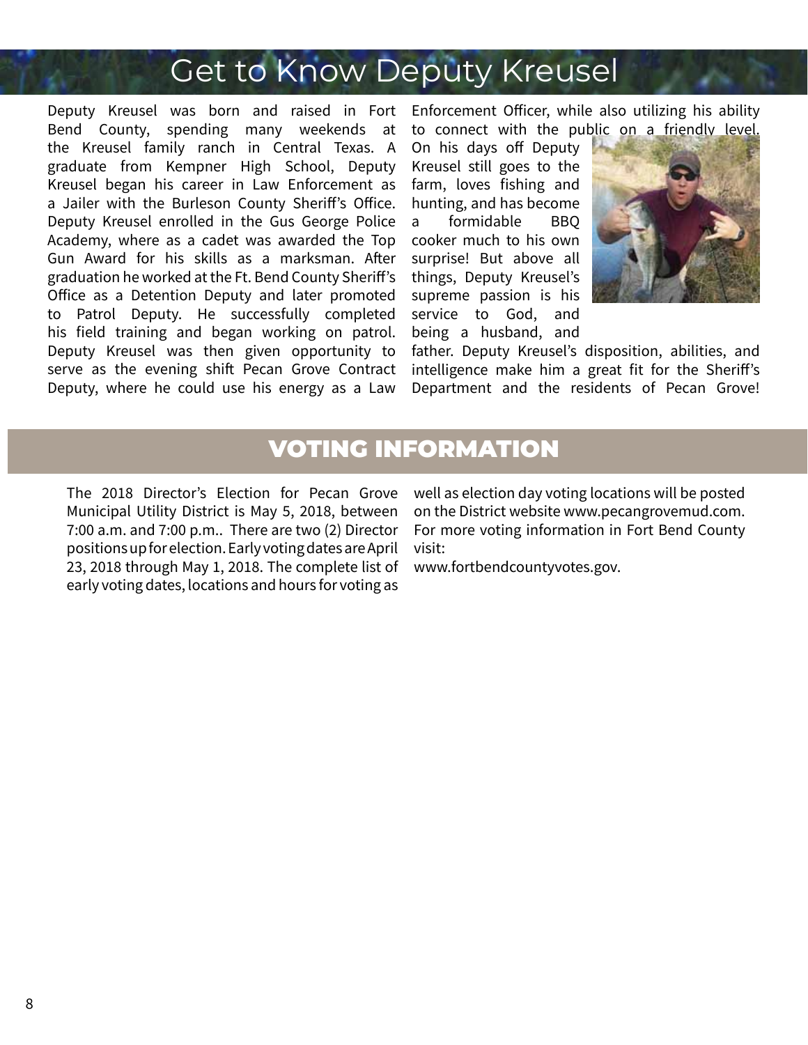# Get to Know Deputy Kreusel

Deputy Kreusel was born and raised in Fort Bend County, spending many weekends at the Kreusel family ranch in Central Texas. A graduate from Kempner High School, Deputy Kreusel began his career in Law Enforcement as a Jailer with the Burleson County Sheriff's Office. Deputy Kreusel enrolled in the Gus George Police Academy, where as a cadet was awarded the Top Gun Award for his skills as a marksman. After graduation he worked at the Ft. Bend County Sheriff's Office as a Detention Deputy and later promoted to Patrol Deputy. He successfully completed his field training and began working on patrol. Deputy Kreusel was then given opportunity to serve as the evening shift Pecan Grove Contract Deputy, where he could use his energy as a Law Enforcement Officer, while also utilizing his ability to connect with the public on a friendly level. On his days off Deputy Kreusel still goes to the farm, loves fishing and hunting, and has become a formidable BBQ cooker much to his own surprise! But above all things, Deputy Kreusel's supreme passion is his service to God, and being a husband, and father. Deputy Kreusel's disposition, abilities, and intelligence make him a great fit for the Sheriff's Department and the residents of Pecan Grove!

## VOTING INFORMATION

The 2018 Director's Election for Pecan Grove Municipal Utility District is May 5, 2018, between 7:00 a.m. and 7:00 p.m.. There are two (2) Director positions up for election. Early voting dates are April 23, 2018 through May 1, 2018. The complete list of early voting dates, locations and hours for voting as well as election day voting locations will be posted on the District website www.pecangrovemud.com. For more voting information in Fort Bend County visit:

www.fortbendcountyvotes.gov.